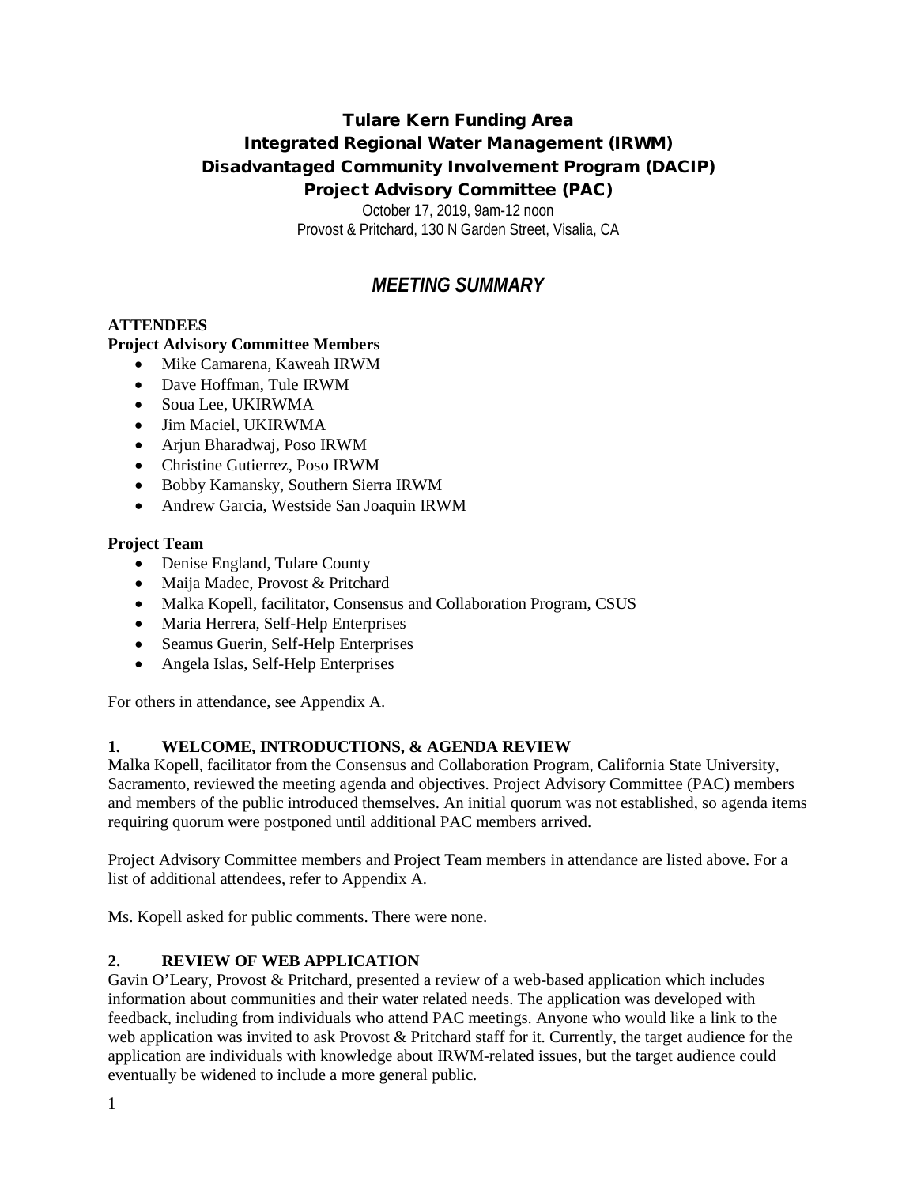# Tulare Kern Funding Area
# Integrated Regional Water Management (IRWM)
# Disadvantaged Community Involvement Program (DACIP)
# Project Advisory Committee (PAC)

October 17, 2019, 9am-12 noon
Provost & Pritchard, 130 N Garden Street, Visalia, CA

## *MEETING SUMMARY*

**ATTENDEES**

**Project Advisory Committee Members**

- Mike Camarena, Kaweah IRWM
- Dave Hoffman, Tule IRWM
- Soua Lee, UKIRWMA
- Jim Maciel, UKIRWMA
- Arjun Bharadwaj, Poso IRWM
- Christine Gutierrez, Poso IRWM
- Bobby Kamansky, Southern Sierra IRWM
- Andrew Garcia, Westside San Joaquin IRWM

**Project Team**

- Denise England, Tulare County
- Maija Madec, Provost & Pritchard
- Malka Kopell, facilitator, Consensus and Collaboration Program, CSUS
- Maria Herrera, Self-Help Enterprises
- Seamus Guerin, Self-Help Enterprises
- Angela Islas, Self-Help Enterprises

For others in attendance, see Appendix A.

### 1. WELCOME, INTRODUCTIONS, & AGENDA REVIEW

Malka Kopell, facilitator from the Consensus and Collaboration Program, California State University, Sacramento, reviewed the meeting agenda and objectives. Project Advisory Committee (PAC) members and members of the public introduced themselves. An initial quorum was not established, so agenda items requiring quorum were postponed until additional PAC members arrived.

Project Advisory Committee members and Project Team members in attendance are listed above. For a list of additional attendees, refer to Appendix A.

Ms. Kopell asked for public comments. There were none.

### 2. REVIEW OF WEB APPLICATION

Gavin O'Leary, Provost & Pritchard, presented a review of a web-based application which includes information about communities and their water related needs. The application was developed with feedback, including from individuals who attend PAC meetings. Anyone who would like a link to the web application was invited to ask Provost & Pritchard staff for it. Currently, the target audience for the application are individuals with knowledge about IRWM-related issues, but the target audience could eventually be widened to include a more general public.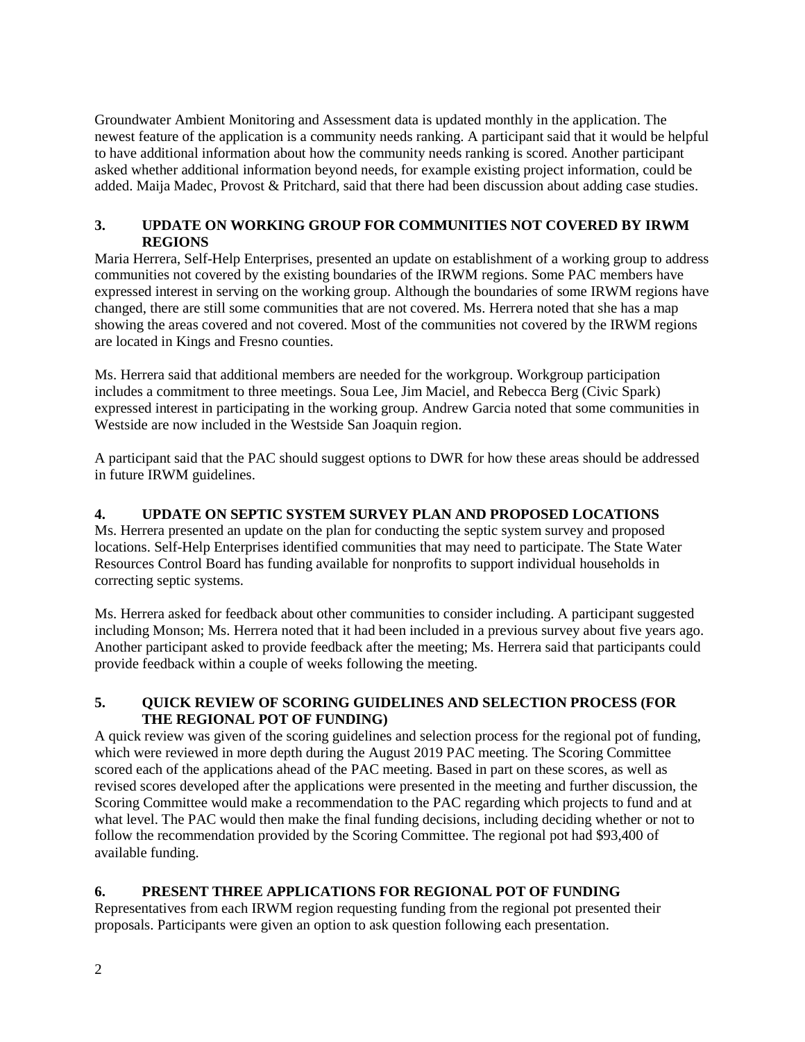Groundwater Ambient Monitoring and Assessment data is updated monthly in the application. The newest feature of the application is a community needs ranking. A participant said that it would be helpful to have additional information about how the community needs ranking is scored. Another participant asked whether additional information beyond needs, for example existing project information, could be added. Maija Madec, Provost & Pritchard, said that there had been discussion about adding case studies.

## 3. UPDATE ON WORKING GROUP FOR COMMUNITIES NOT COVERED BY IRWM REGIONS

Maria Herrera, Self-Help Enterprises, presented an update on establishment of a working group to address communities not covered by the existing boundaries of the IRWM regions. Some PAC members have expressed interest in serving on the working group. Although the boundaries of some IRWM regions have changed, there are still some communities that are not covered. Ms. Herrera noted that she has a map showing the areas covered and not covered. Most of the communities not covered by the IRWM regions are located in Kings and Fresno counties.

Ms. Herrera said that additional members are needed for the workgroup. Workgroup participation includes a commitment to three meetings. Soua Lee, Jim Maciel, and Rebecca Berg (Civic Spark) expressed interest in participating in the working group. Andrew Garcia noted that some communities in Westside are now included in the Westside San Joaquin region.

A participant said that the PAC should suggest options to DWR for how these areas should be addressed in future IRWM guidelines.

## 4. UPDATE ON SEPTIC SYSTEM SURVEY PLAN AND PROPOSED LOCATIONS

Ms. Herrera presented an update on the plan for conducting the septic system survey and proposed locations. Self-Help Enterprises identified communities that may need to participate. The State Water Resources Control Board has funding available for nonprofits to support individual households in correcting septic systems.

Ms. Herrera asked for feedback about other communities to consider including. A participant suggested including Monson; Ms. Herrera noted that it had been included in a previous survey about five years ago. Another participant asked to provide feedback after the meeting; Ms. Herrera said that participants could provide feedback within a couple of weeks following the meeting.

## 5. QUICK REVIEW OF SCORING GUIDELINES AND SELECTION PROCESS (FOR THE REGIONAL POT OF FUNDING)

A quick review was given of the scoring guidelines and selection process for the regional pot of funding, which were reviewed in more depth during the August 2019 PAC meeting. The Scoring Committee scored each of the applications ahead of the PAC meeting. Based in part on these scores, as well as revised scores developed after the applications were presented in the meeting and further discussion, the Scoring Committee would make a recommendation to the PAC regarding which projects to fund and at what level. The PAC would then make the final funding decisions, including deciding whether or not to follow the recommendation provided by the Scoring Committee. The regional pot had $93,400 of available funding.

## 6. PRESENT THREE APPLICATIONS FOR REGIONAL POT OF FUNDING

Representatives from each IRWM region requesting funding from the regional pot presented their proposals. Participants were given an option to ask question following each presentation.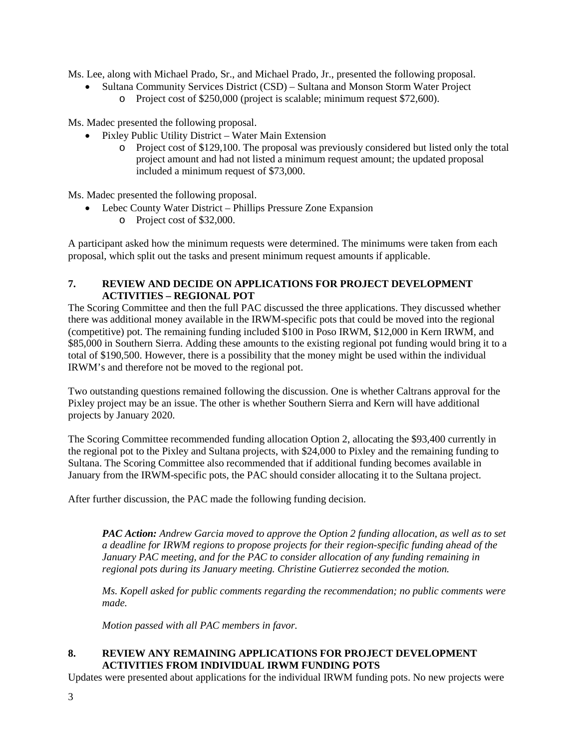Ms. Lee, along with Michael Prado, Sr., and Michael Prado, Jr., presented the following proposal.

- Sultana Community Services District (CSD) – Sultana and Monson Storm Water Project
  - Project cost of $250,000 (project is scalable; minimum request $72,600).

Ms. Madec presented the following proposal.

- Pixley Public Utility District – Water Main Extension
  - Project cost of $129,100. The proposal was previously considered but listed only the total project amount and had not listed a minimum request amount; the updated proposal included a minimum request of $73,000.

Ms. Madec presented the following proposal.

- Lebec County Water District – Phillips Pressure Zone Expansion
  - Project cost of $32,000.

A participant asked how the minimum requests were determined. The minimums were taken from each proposal, which split out the tasks and present minimum request amounts if applicable.

## 7. REVIEW AND DECIDE ON APPLICATIONS FOR PROJECT DEVELOPMENT ACTIVITIES – REGIONAL POT

The Scoring Committee and then the full PAC discussed the three applications. They discussed whether there was additional money available in the IRWM-specific pots that could be moved into the regional (competitive) pot. The remaining funding included $100 in Poso IRWM, $12,000 in Kern IRWM, and $85,000 in Southern Sierra. Adding these amounts to the existing regional pot funding would bring it to a total of $190,500. However, there is a possibility that the money might be used within the individual IRWM's and therefore not be moved to the regional pot.

Two outstanding questions remained following the discussion. One is whether Caltrans approval for the Pixley project may be an issue. The other is whether Southern Sierra and Kern will have additional projects by January 2020.

The Scoring Committee recommended funding allocation Option 2, allocating the $93,400 currently in the regional pot to the Pixley and Sultana projects, with $24,000 to Pixley and the remaining funding to Sultana. The Scoring Committee also recommended that if additional funding becomes available in January from the IRWM-specific pots, the PAC should consider allocating it to the Sultana project.

After further discussion, the PAC made the following funding decision.

> ***PAC Action:*** *Andrew Garcia moved to approve the Option 2 funding allocation, as well as to set a deadline for IRWM regions to propose projects for their region-specific funding ahead of the January PAC meeting, and for the PAC to consider allocation of any funding remaining in regional pots during its January meeting. Christine Gutierrez seconded the motion.*
>
> *Ms. Kopell asked for public comments regarding the recommendation; no public comments were made.*
>
> *Motion passed with all PAC members in favor.*

## 8. REVIEW ANY REMAINING APPLICATIONS FOR PROJECT DEVELOPMENT ACTIVITIES FROM INDIVIDUAL IRWM FUNDING POTS

Updates were presented about applications for the individual IRWM funding pots. No new projects were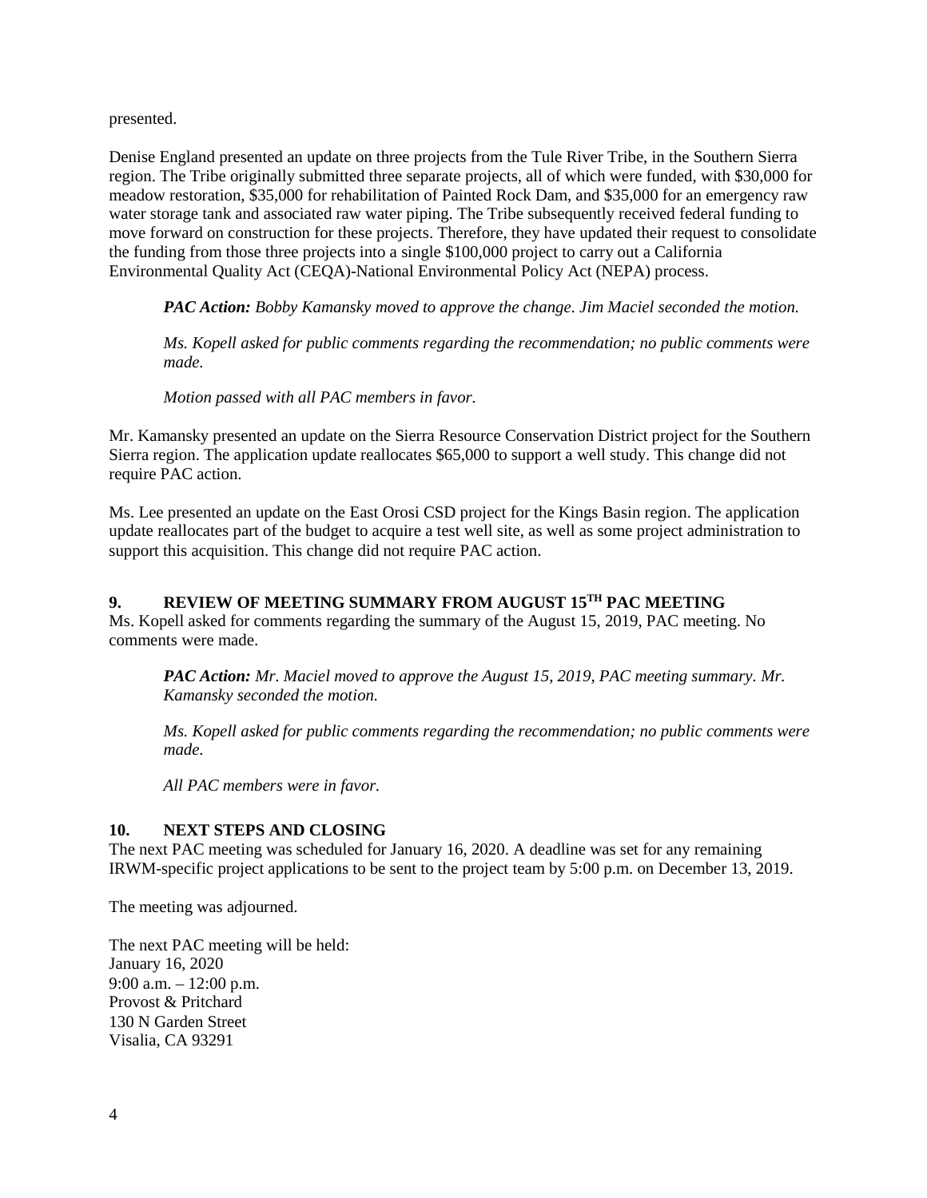presented.

Denise England presented an update on three projects from the Tule River Tribe, in the Southern Sierra region. The Tribe originally submitted three separate projects, all of which were funded, with $30,000 for meadow restoration, $35,000 for rehabilitation of Painted Rock Dam, and $35,000 for an emergency raw water storage tank and associated raw water piping. The Tribe subsequently received federal funding to move forward on construction for these projects. Therefore, they have updated their request to consolidate the funding from those three projects into a single $100,000 project to carry out a California Environmental Quality Act (CEQA)-National Environmental Policy Act (NEPA) process.

> ***PAC Action:*** *Bobby Kamansky moved to approve the change. Jim Maciel seconded the motion.*
>
> *Ms. Kopell asked for public comments regarding the recommendation; no public comments were made.*
>
> *Motion passed with all PAC members in favor.*

Mr. Kamansky presented an update on the Sierra Resource Conservation District project for the Southern Sierra region. The application update reallocates $65,000 to support a well study. This change did not require PAC action.

Ms. Lee presented an update on the East Orosi CSD project for the Kings Basin region. The application update reallocates part of the budget to acquire a test well site, as well as some project administration to support this acquisition. This change did not require PAC action.

## 9. REVIEW OF MEETING SUMMARY FROM AUGUST 15TH PAC MEETING

Ms. Kopell asked for comments regarding the summary of the August 15, 2019, PAC meeting. No comments were made.

> ***PAC Action:*** *Mr. Maciel moved to approve the August 15, 2019, PAC meeting summary. Mr. Kamansky seconded the motion.*
>
> *Ms. Kopell asked for public comments regarding the recommendation; no public comments were made.*
>
> *All PAC members were in favor.*

## 10. NEXT STEPS AND CLOSING

The next PAC meeting was scheduled for January 16, 2020. A deadline was set for any remaining IRWM-specific project applications to be sent to the project team by 5:00 p.m. on December 13, 2019.

The meeting was adjourned.

The next PAC meeting will be held:
January 16, 2020
9:00 a.m. – 12:00 p.m.
Provost & Pritchard
130 N Garden Street
Visalia, CA 93291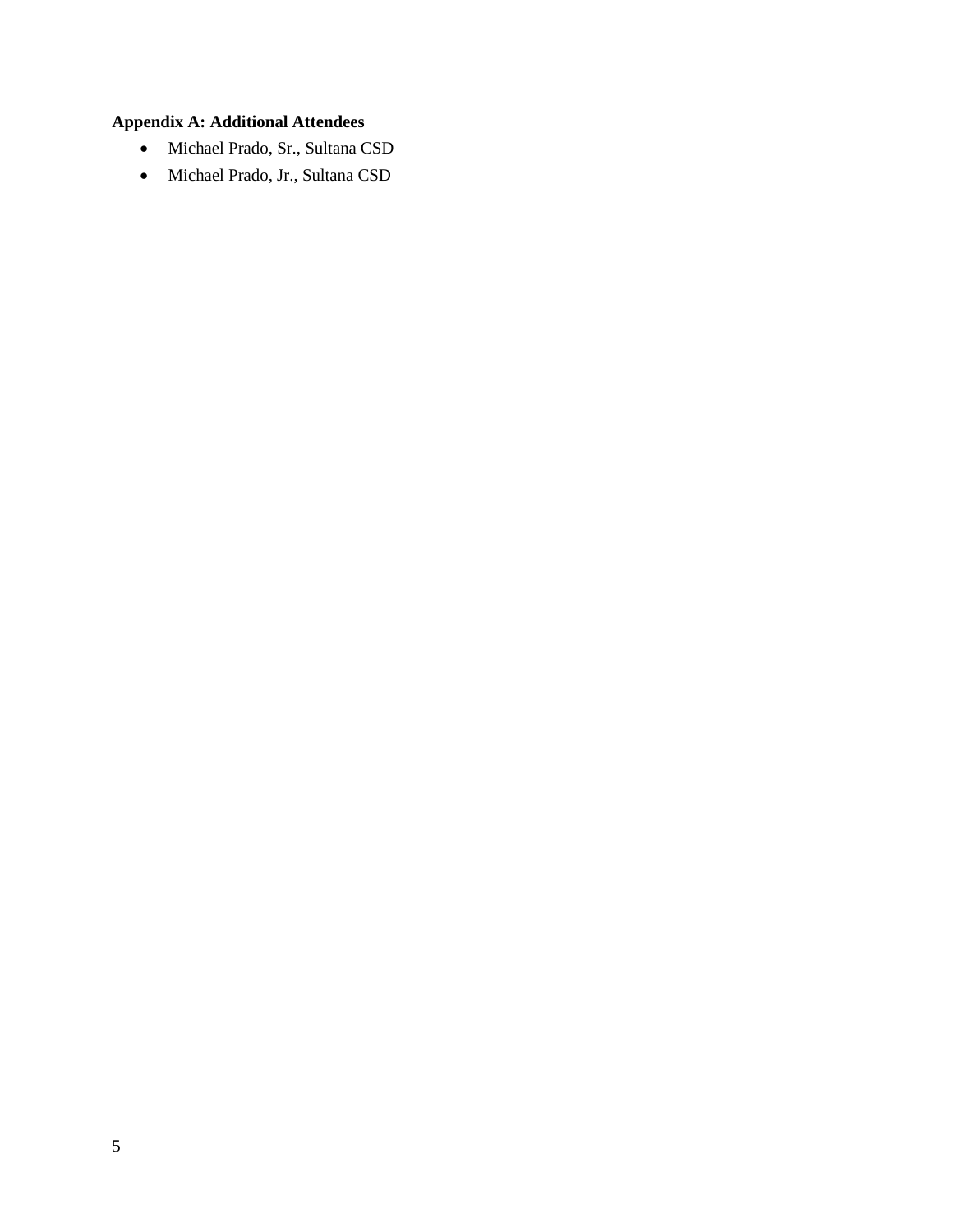**Appendix A: Additional Attendees**

- Michael Prado, Sr., Sultana CSD
- Michael Prado, Jr., Sultana CSD